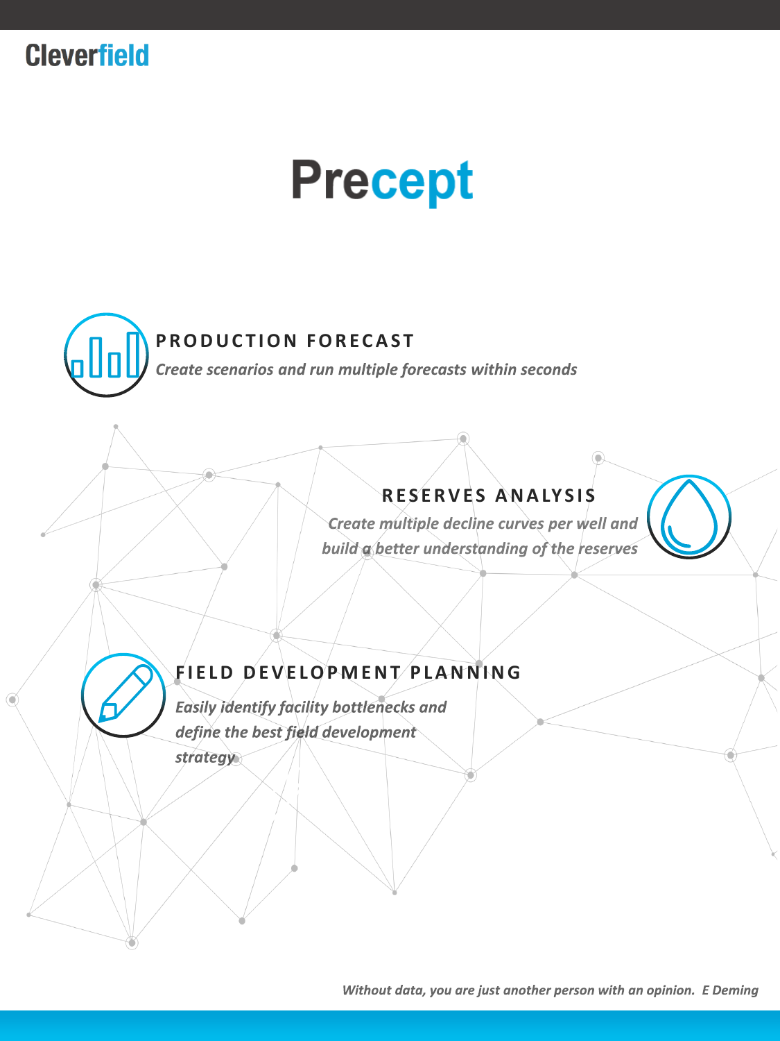Cleverfield

# Precept

## PRODUCTION FORECAST

*Create scenarios and run multiple forecasts within seconds*

## RESERVES ANALYSIS

*Create multiple decline curves per well and build a better understanding of the reserves*

## FIELD DEVELOPMENT PLANNING

*Easily identify facility bottlenecks and define the best field development strategy*

*Without data, you are just another person with an opinion. E Deming*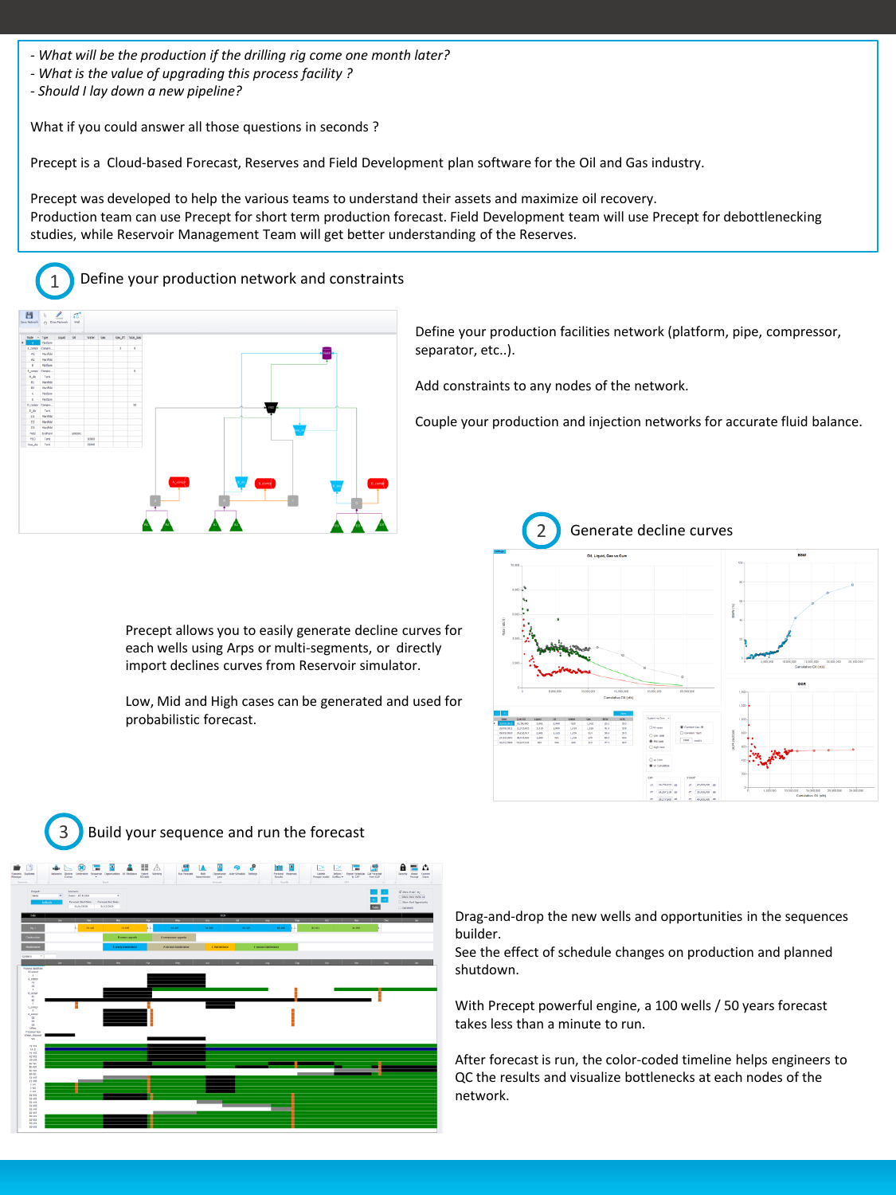- *What will be the production if the drilling rig come one month later?*
- *What is the value of upgrading this process facility ?*
- *Should I lay down a new pipeline?*

What if you could answer all those questions in seconds ?

Precept is a Cloud-based Forecast, Reserves and Field Development plan software for the Oil and Gas industry.

Precept was developed to help the various teams to understand their assets and maximize oil recovery.
Production team can use Precept for short term production forecast. Field Development team will use Precept for debottlenecking studies, while Reservoir Management Team will get better understanding of the Reserves.

## 1 Define your production network and constraints

Define your production facilities network (platform, pipe, compressor, separator, etc..).

Add constraints to any nodes of the network.

Couple your production and injection networks for accurate fluid balance.

## 2 Generate decline curves

Precept allows you to easily generate decline curves for each wells using Arps or multi-segments, or directly import declines curves from Reservoir simulator.

Low, Mid and High cases can be generated and used for probabilistic forecast.

## 3 Build your sequence and run the forecast

Drag-and-drop the new wells and opportunities in the sequences builder.
See the effect of schedule changes on production and planned shutdown.

With Precept powerful engine, a 100 wells / 50 years forecast takes less than a minute to run.

After forecast is run, the color-coded timeline helps engineers to QC the results and visualize bottlenecks at each nodes of the network.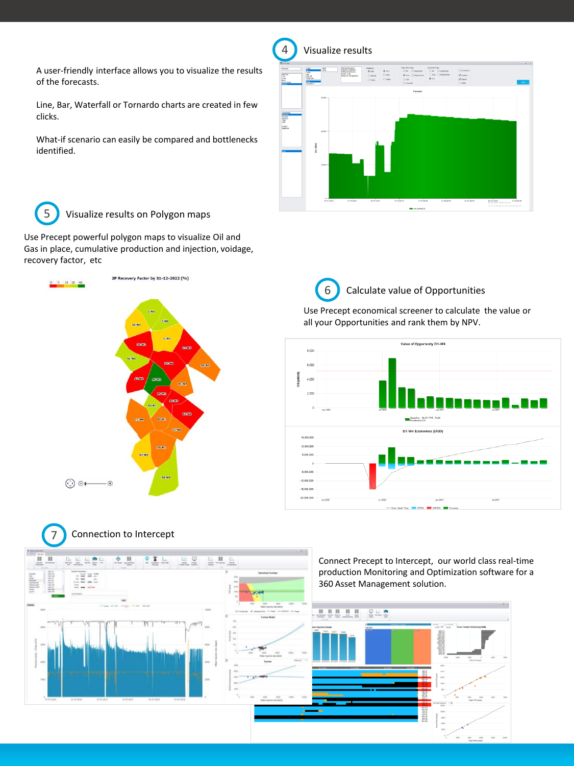## 4 Visualize results

A user-friendly interface allows you to visualize the results of the forecasts.

Line, Bar, Waterfall or Tornardo charts are created in few clicks.

What-if scenario can easily be compared and bottlenecks identified.

## 5 Visualize results on Polygon maps

Use Precept powerful polygon maps to visualize Oil and Gas in place, cumulative production and injection, voidage, recovery factor, etc

## 6 Calculate value of Opportunities

Use Precept economical screener to calculate the value or all your Opportunities and rank them by NPV.

## 7 Connection to Intercept

Connect Precept to Intercept, our world class real-time production Monitoring and Optimization software for a 360 Asset Management solution.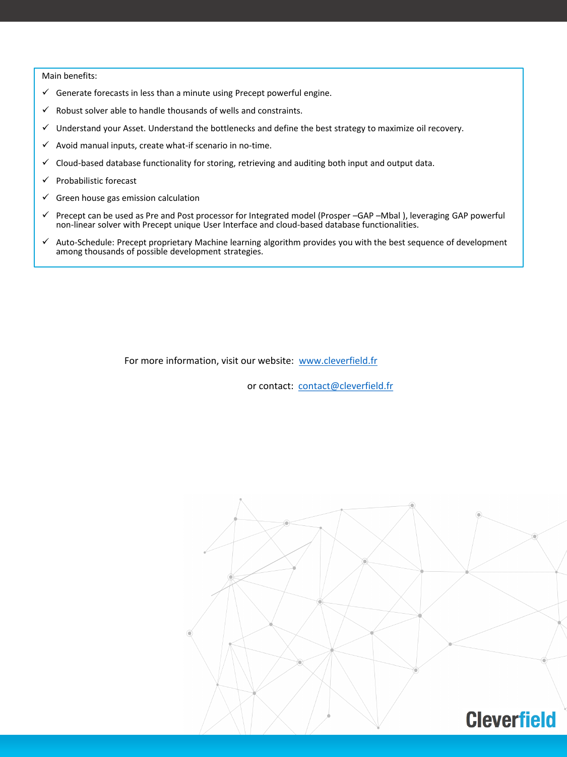Main benefits:

- ✓ Generate forecasts in less than a minute using Precept powerful engine.
- ✓ Robust solver able to handle thousands of wells and constraints.
- ✓ Understand your Asset. Understand the bottlenecks and define the best strategy to maximize oil recovery.
- ✓ Avoid manual inputs, create what-if scenario in no-time.
- ✓ Cloud-based database functionality for storing, retrieving and auditing both input and output data.
- ✓ Probabilistic forecast
- ✓ Green house gas emission calculation
- ✓ Precept can be used as Pre and Post processor for Integrated model (Prosper –GAP –Mbal ), leveraging GAP powerful non-linear solver with Precept unique User Interface and cloud-based database functionalities.
- ✓ Auto-Schedule: Precept proprietary Machine learning algorithm provides you with the best sequence of development among thousands of possible development strategies.

For more information, visit our website: www.cleverfield.fr

or contact: contact@cleverfield.fr

Cleverfield